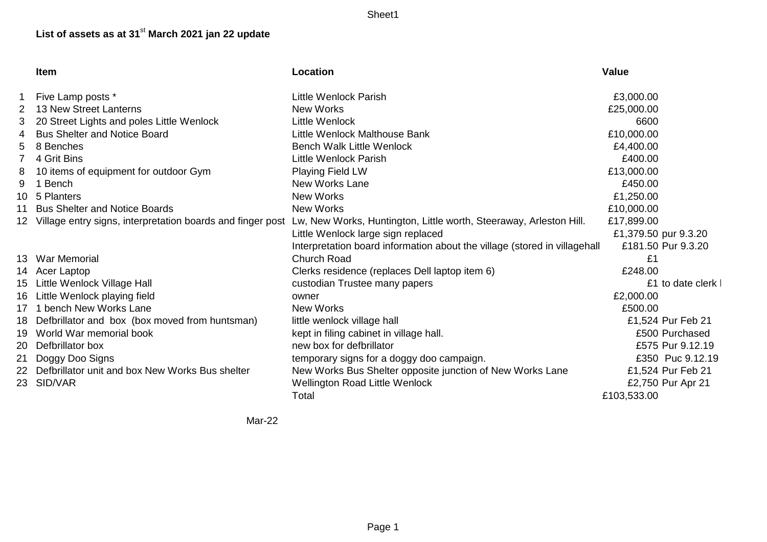**List of assets as at 31st March 2021 jan 22 update**

| | Item | Location | Value | |
|---|---|---|---|---|
| 1 | Five Lamp posts * | Little Wenlock Parish | £3,000.00 | |
| 2 | 13 New Street Lanterns | New Works | £25,000.00 | |
| 3 | 20 Street Lights and poles Little Wenlock | Little Wenlock | 6600 | |
| 4 | Bus Shelter and Notice Board | Little Wenlock Malthouse Bank | £10,000.00 | |
| 5 | 8 Benches | Bench Walk Little Wenlock | £4,400.00 | |
| 7 | 4 Grit Bins | Little Wenlock Parish | £400.00 | |
| 8 | 10 items of equipment for outdoor Gym | Playing Field LW | £13,000.00 | |
| 9 | 1 Bench | New Works Lane | £450.00 | |
| 10 | 5 Planters | New Works | £1,250.00 | |
| 11 | Bus Shelter and Notice Boards | New Works | £10,000.00 | |
| 12 | Village entry signs, interpretation boards and finger post | Lw, New Works, Huntington, Little worth, Steeraway, Arleston Hill. | £17,899.00 | |
| | | Little Wenlock large sign replaced | £1,379.50 | pur 9.3.20 |
| | | Interpretation board information about the village (stored in villagehall | £181.50 | Pur 9.3.20 |
| 13 | War Memorial | Church Road | £1 | |
| 14 | Acer Laptop | Clerks residence (replaces Dell laptop item 6) | £248.00 | |
| 15 | Little Wenlock Village Hall | custodian Trustee many papers | £1 | to date clerk l |
| 16 | Little Wenlock playing field | owner | £2,000.00 | |
| 17 | 1 bench New Works Lane | New Works | £500.00 | |
| 18 | Defbrillator and box (box moved from huntsman) | little wenlock village hall | £1,524 | Pur Feb 21 |
| 19 | World War memorial book | kept in filing cabinet in village hall. | £500 | Purchased |
| 20 | Defbrillator box | new box for defbrillator | £575 | Pur 9.12.19 |
| 21 | Doggy Doo Signs | temporary signs for a doggy doo campaign. | £350 | Puc 9.12.19 |
| 22 | Defbrillator unit and box New Works Bus shelter | New Works Bus Shelter opposite junction of New Works Lane | £1,524 | Pur Feb 21 |
| 23 | SID/VAR | Wellington Road Little Wenlock | £2,750 | Pur Apr 21 |
| | | Total | £103,533.00 | |

Mar-22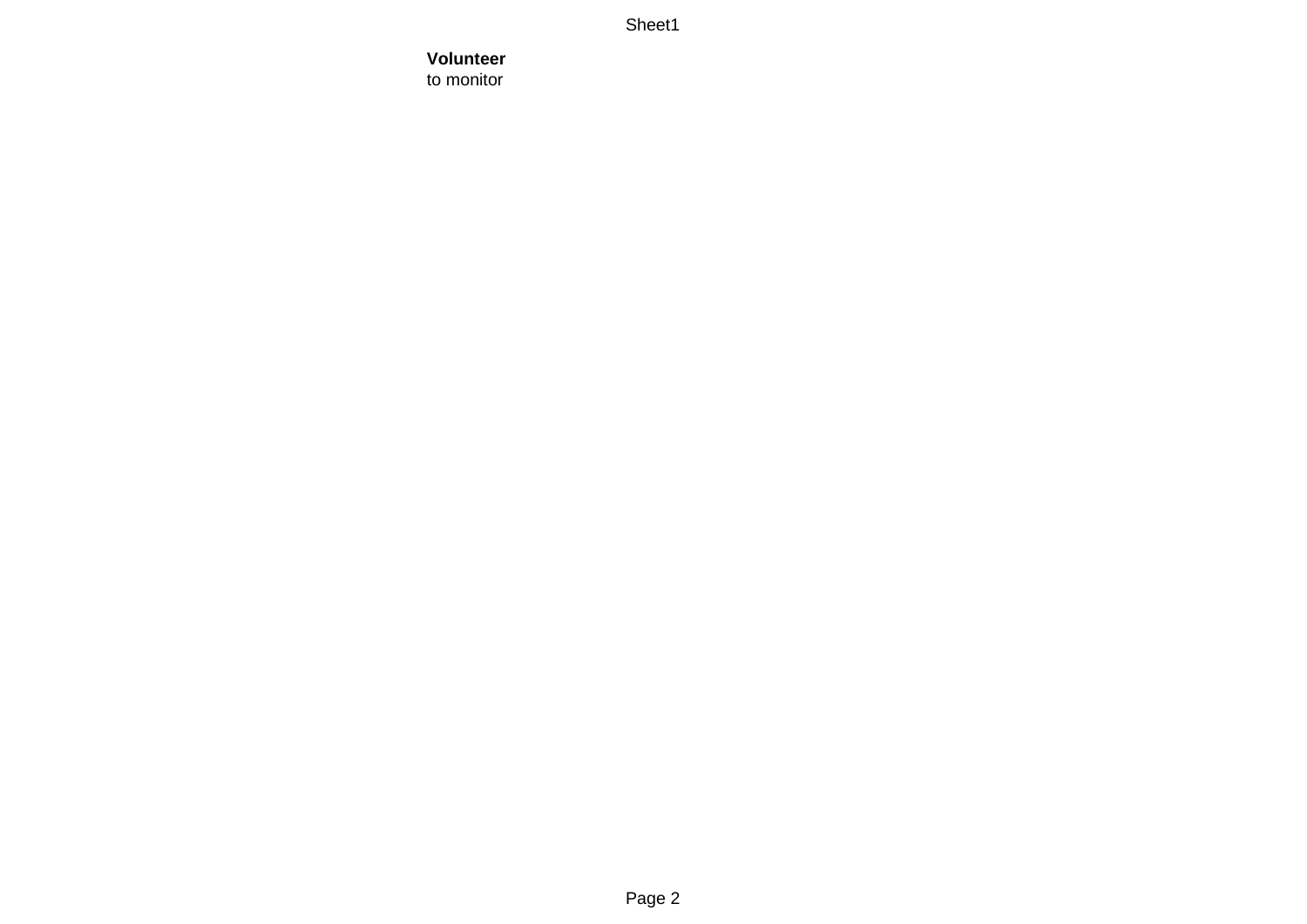**Volunteer**
to monitor